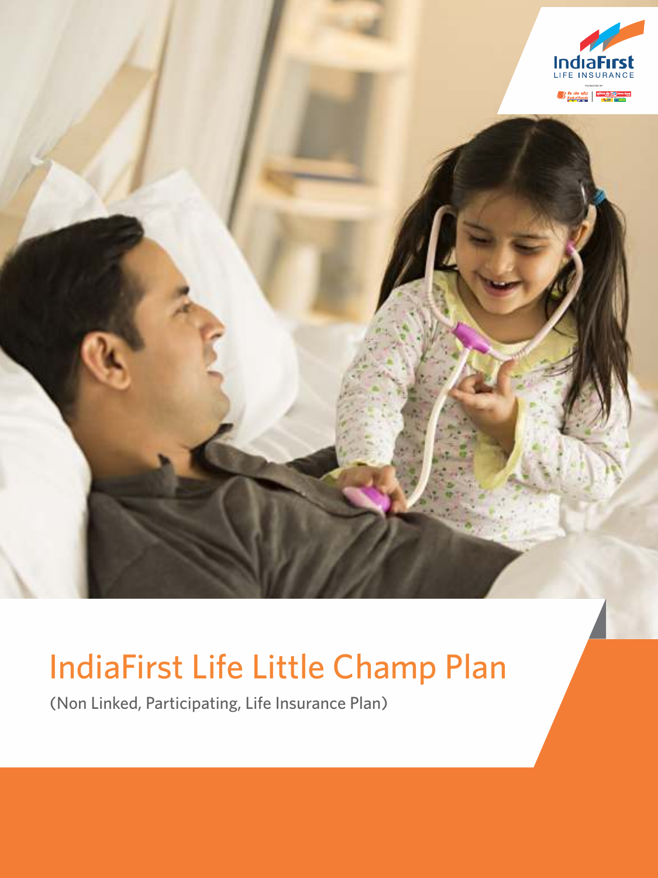IndiaFirst
LIFE INSURANCE

# IndiaFirst Life Little Champ Plan

(Non Linked, Participating, Life Insurance Plan)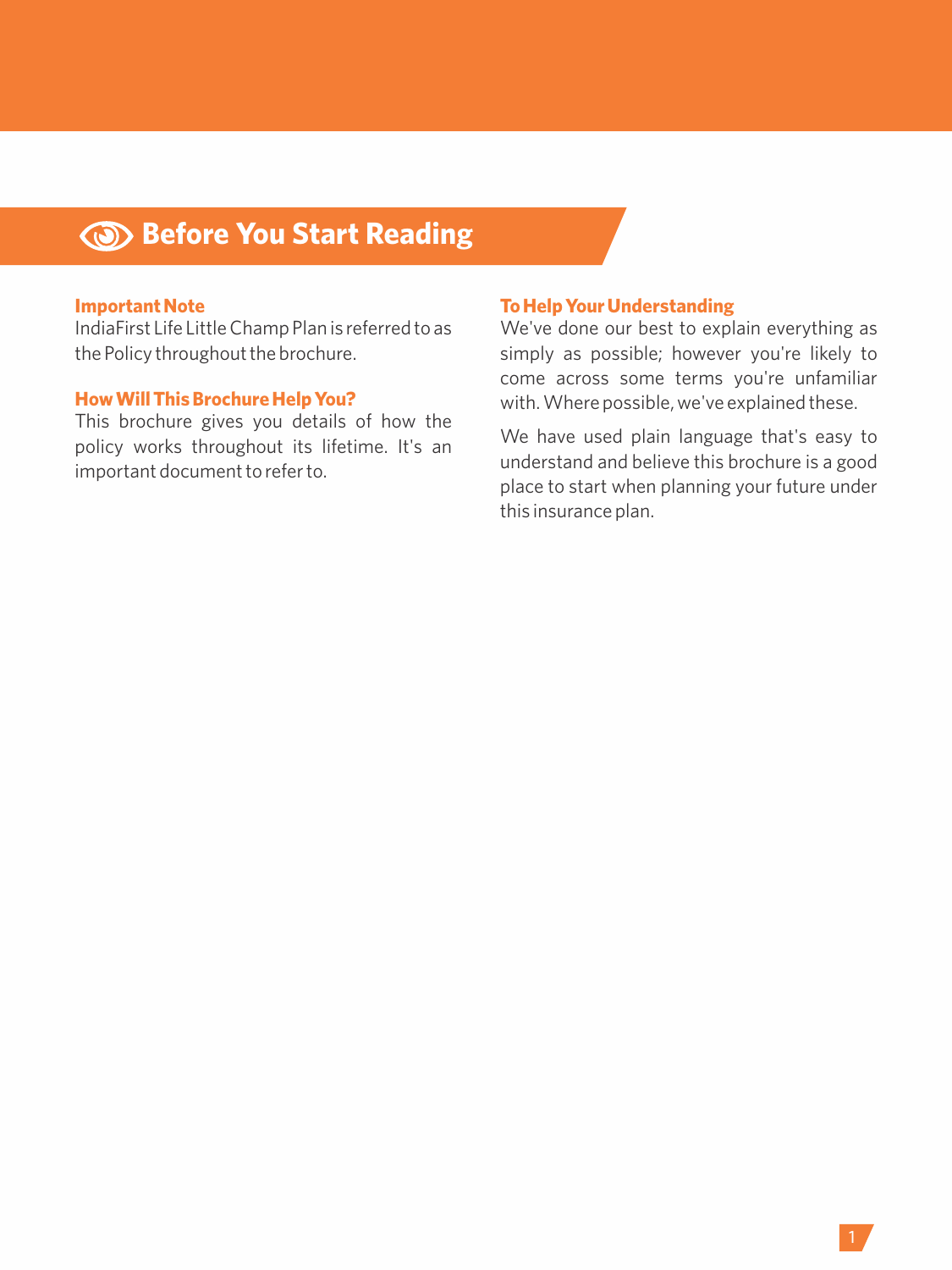# Before You Start Reading

### Important Note

IndiaFirst Life Little Champ Plan is referred to as the Policy throughout the brochure.

### How Will This Brochure Help You?

This brochure gives you details of how the policy works throughout its lifetime. It's an important document to refer to.

### To Help Your Understanding

We've done our best to explain everything as simply as possible; however you're likely to come across some terms you're unfamiliar with. Where possible, we've explained these.

We have used plain language that's easy to understand and believe this brochure is a good place to start when planning your future under this insurance plan.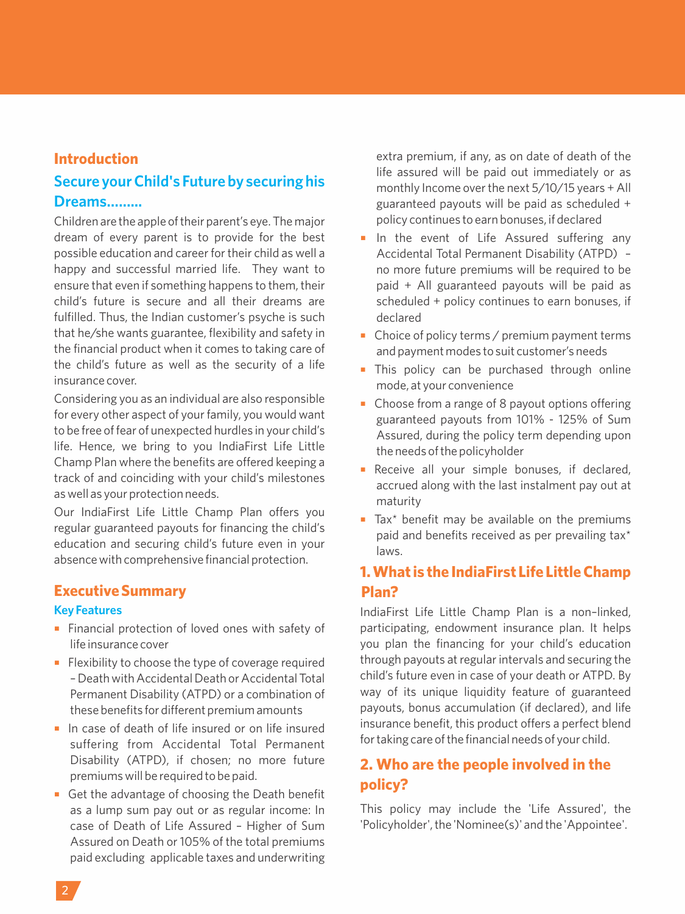## Introduction

### Secure your Child's Future by securing his Dreams.........

Children are the apple of their parent's eye. The major dream of every parent is to provide for the best possible education and career for their child as well a happy and successful married life. They want to ensure that even if something happens to them, their child's future is secure and all their dreams are fulfilled. Thus, the Indian customer's psyche is such that he/she wants guarantee, flexibility and safety in the financial product when it comes to taking care of the child's future as well as the security of a life insurance cover.

Considering you as an individual are also responsible for every other aspect of your family, you would want to be free of fear of unexpected hurdles in your child's life. Hence, we bring to you IndiaFirst Life Little Champ Plan where the benefits are offered keeping a track of and coinciding with your child's milestones as well as your protection needs.

Our IndiaFirst Life Little Champ Plan offers you regular guaranteed payouts for financing the child's education and securing child's future even in your absence with comprehensive financial protection.

## Executive Summary

### Key Features

- Financial protection of loved ones with safety of life insurance cover
- Flexibility to choose the type of coverage required – Death with Accidental Death or Accidental Total Permanent Disability (ATPD) or a combination of these benefits for different premium amounts
- In case of death of life insured or on life insured suffering from Accidental Total Permanent Disability (ATPD), if chosen; no more future premiums will be required to be paid.
- Get the advantage of choosing the Death benefit as a lump sum pay out or as regular income: In case of Death of Life Assured – Higher of Sum Assured on Death or 105% of the total premiums paid excluding applicable taxes and underwriting extra premium, if any, as on date of death of the life assured will be paid out immediately or as monthly Income over the next 5/10/15 years + All guaranteed payouts will be paid as scheduled + policy continues to earn bonuses, if declared
- In the event of Life Assured suffering any Accidental Total Permanent Disability (ATPD) – no more future premiums will be required to be paid + All guaranteed payouts will be paid as scheduled + policy continues to earn bonuses, if declared
- Choice of policy terms / premium payment terms and payment modes to suit customer's needs
- This policy can be purchased through online mode, at your convenience
- Choose from a range of 8 payout options offering guaranteed payouts from 101% - 125% of Sum Assured, during the policy term depending upon the needs of the policyholder
- Receive all your simple bonuses, if declared, accrued along with the last instalment pay out at maturity
- Tax* benefit may be available on the premiums paid and benefits received as per prevailing tax* laws.

## 1. What is the IndiaFirst Life Little Champ Plan?

IndiaFirst Life Little Champ Plan is a non-linked, participating, endowment insurance plan. It helps you plan the financing for your child's education through payouts at regular intervals and securing the child's future even in case of your death or ATPD. By way of its unique liquidity feature of guaranteed payouts, bonus accumulation (if declared), and life insurance benefit, this product offers a perfect blend for taking care of the financial needs of your child.

## 2. Who are the people involved in the policy?

This policy may include the 'Life Assured', the 'Policyholder', the 'Nominee(s)' and the 'Appointee'.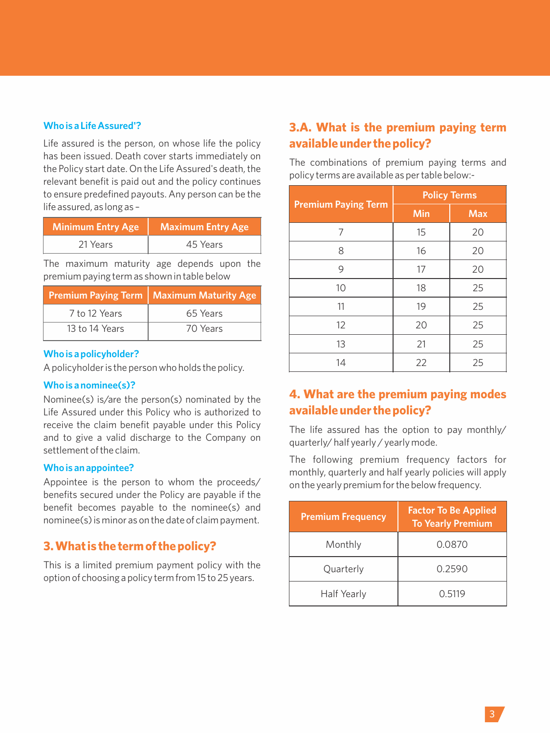### Who is a Life Assured'?

Life assured is the person, on whose life the policy has been issued. Death cover starts immediately on the Policy start date. On the Life Assured's death, the relevant benefit is paid out and the policy continues to ensure predefined payouts. Any person can be the life assured, as long as –

| Minimum Entry Age | Maximum Entry Age |
|---|---|
| 21 Years | 45 Years |

The maximum maturity age depends upon the premium paying term as shown in table below

| Premium Paying Term | Maximum Maturity Age |
|---|---|
| 7 to 12 Years | 65 Years |
| 13 to 14 Years | 70 Years |

### Who is a policyholder?

A policyholder is the person who holds the policy.

### Who is a nominee(s)?

Nominee(s) is/are the person(s) nominated by the Life Assured under this Policy who is authorized to receive the claim benefit payable under this Policy and to give a valid discharge to the Company on settlement of the claim.

### Who is an appointee?

Appointee is the person to whom the proceeds/ benefits secured under the Policy are payable if the benefit becomes payable to the nominee(s) and nominee(s) is minor as on the date of claim payment.

## 3. What is the term of the policy?

This is a limited premium payment policy with the option of choosing a policy term from 15 to 25 years.

## 3.A. What is the premium paying term available under the policy?

The combinations of premium paying terms and policy terms are available as per table below:-

| Premium Paying Term | Policy Terms | |
|---|---|---|
| | Min | Max |
| 7 | 15 | 20 |
| 8 | 16 | 20 |
| 9 | 17 | 20 |
| 10 | 18 | 25 |
| 11 | 19 | 25 |
| 12 | 20 | 25 |
| 13 | 21 | 25 |
| 14 | 22 | 25 |

## 4. What are the premium paying modes available under the policy?

The life assured has the option to pay monthly/ quarterly/ half yearly / yearly mode.

The following premium frequency factors for monthly, quarterly and half yearly policies will apply on the yearly premium for the below frequency.

| Premium Frequency | Factor To Be Applied To Yearly Premium |
|---|---|
| Monthly | 0.0870 |
| Quarterly | 0.2590 |
| Half Yearly | 0.5119 |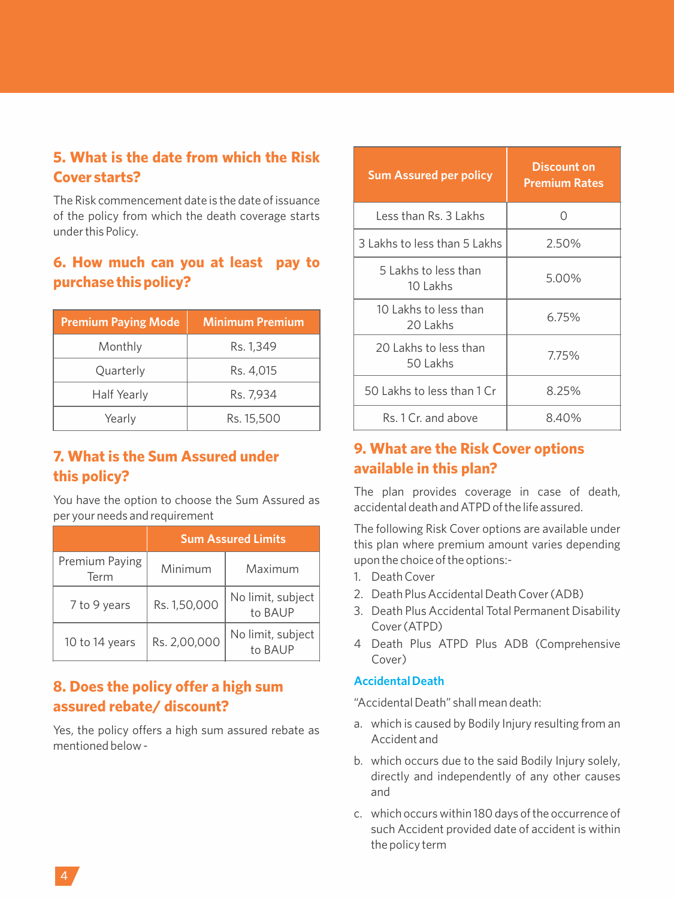## 5. What is the date from which the Risk Cover starts?

The Risk commencement date is the date of issuance of the policy from which the death coverage starts under this Policy.

## 6. How much can you at least pay to purchase this policy?

| Premium Paying Mode | Minimum Premium |
|---|---|
| Monthly | Rs. 1,349 |
| Quarterly | Rs. 4,015 |
| Half Yearly | Rs. 7,934 |
| Yearly | Rs. 15,500 |

## 7. What is the Sum Assured under this policy?

You have the option to choose the Sum Assured as per your needs and requirement

| | Sum Assured Limits | |
|---|---|---|
| Premium Paying Term | Minimum | Maximum |
| 7 to 9 years | Rs. 1,50,000 | No limit, subject to BAUP |
| 10 to 14 years | Rs. 2,00,000 | No limit, subject to BAUP |

## 8. Does the policy offer a high sum assured rebate/ discount?

Yes, the policy offers a high sum assured rebate as mentioned below -

| Sum Assured per policy | Discount on Premium Rates |
|---|---|
| Less than Rs. 3 Lakhs | 0 |
| 3 Lakhs to less than 5 Lakhs | 2.50% |
| 5 Lakhs to less than 10 Lakhs | 5.00% |
| 10 Lakhs to less than 20 Lakhs | 6.75% |
| 20 Lakhs to less than 50 Lakhs | 7.75% |
| 50 Lakhs to less than 1 Cr | 8.25% |
| Rs. 1 Cr. and above | 8.40% |

## 9. What are the Risk Cover options available in this plan?

The plan provides coverage in case of death, accidental death and ATPD of the life assured.

The following Risk Cover options are available under this plan where premium amount varies depending upon the choice of the options:-

1. Death Cover
2. Death Plus Accidental Death Cover (ADB)
3. Death Plus Accidental Total Permanent Disability Cover (ATPD)
4. Death Plus ATPD Plus ADB (Comprehensive Cover)

### Accidental Death

"Accidental Death" shall mean death:

a. which is caused by Bodily Injury resulting from an Accident and

b. which occurs due to the said Bodily Injury solely, directly and independently of any other causes and

c. which occurs within 180 days of the occurrence of such Accident provided date of accident is within the policy term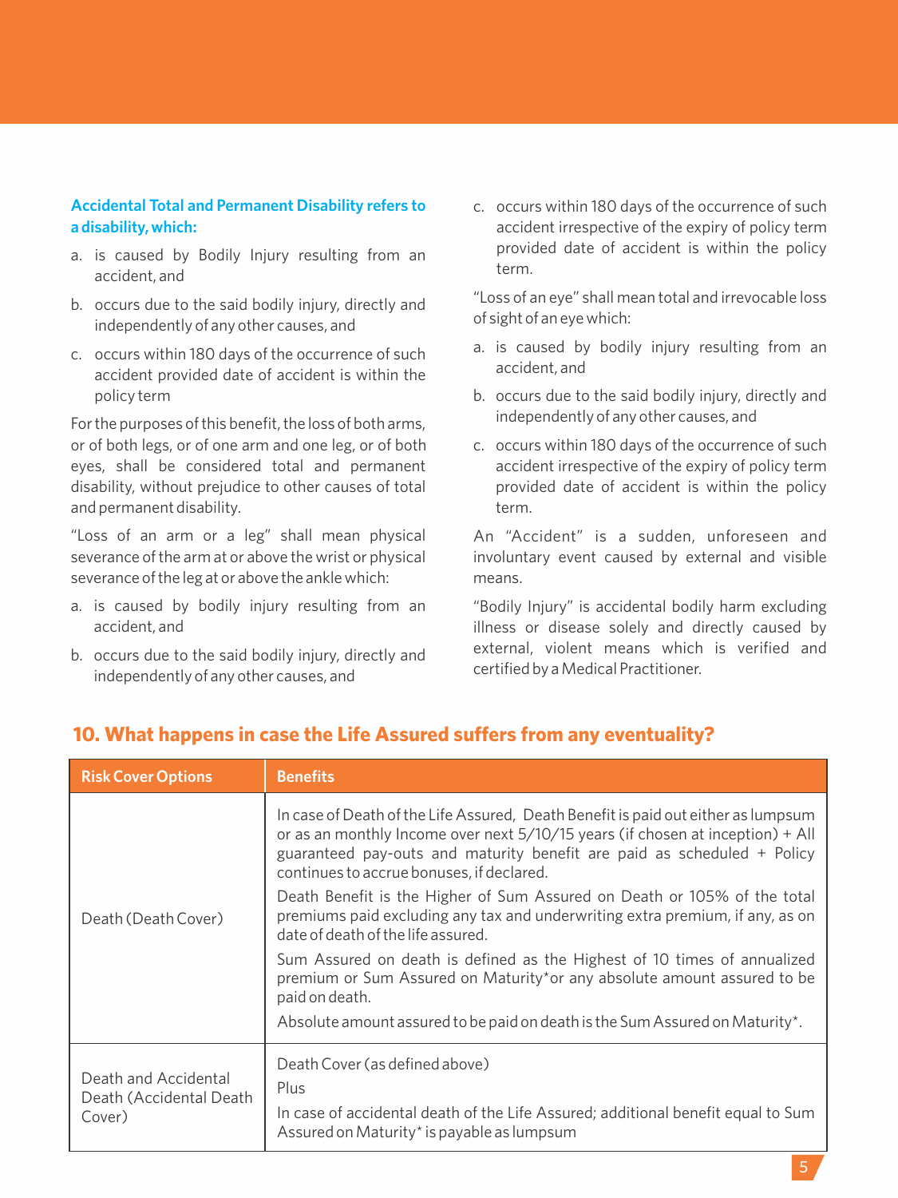**Accidental Total and Permanent Disability refers to a disability, which:**

a. is caused by Bodily Injury resulting from an accident, and

b. occurs due to the said bodily injury, directly and independently of any other causes, and

c. occurs within 180 days of the occurrence of such accident provided date of accident is within the policy term

For the purposes of this benefit, the loss of both arms, or of both legs, or of one arm and one leg, or of both eyes, shall be considered total and permanent disability, without prejudice to other causes of total and permanent disability.

"Loss of an arm or a leg" shall mean physical severance of the arm at or above the wrist or physical severance of the leg at or above the ankle which:

a. is caused by bodily injury resulting from an accident, and

b. occurs due to the said bodily injury, directly and independently of any other causes, and

c. occurs within 180 days of the occurrence of such accident irrespective of the expiry of policy term provided date of accident is within the policy term.

"Loss of an eye" shall mean total and irrevocable loss of sight of an eye which:

a. is caused by bodily injury resulting from an accident, and

b. occurs due to the said bodily injury, directly and independently of any other causes, and

c. occurs within 180 days of the occurrence of such accident irrespective of the expiry of policy term provided date of accident is within the policy term.

An "Accident" is a sudden, unforeseen and involuntary event caused by external and visible means.

"Bodily Injury" is accidental bodily harm excluding illness or disease solely and directly caused by external, violent means which is verified and certified by a Medical Practitioner.

## 10. What happens in case the Life Assured suffers from any eventuality?

| Risk Cover Options | Benefits |
|---|---|
| Death (Death Cover) | In case of Death of the Life Assured, Death Benefit is paid out either as lumpsum or as an monthly Income over next 5/10/15 years (if chosen at inception) + All guaranteed pay-outs and maturity benefit are paid as scheduled + Policy continues to accrue bonuses, if declared.<br><br>Death Benefit is the Higher of Sum Assured on Death or 105% of the total premiums paid excluding any tax and underwriting extra premium, if any, as on date of death of the life assured.<br><br>Sum Assured on death is defined as the Highest of 10 times of annualized premium or Sum Assured on Maturity*or any absolute amount assured to be paid on death.<br><br>Absolute amount assured to be paid on death is the Sum Assured on Maturity*. |
| Death and Accidental Death (Accidental Death Cover) | Death Cover (as defined above)<br><br>Plus<br><br>In case of accidental death of the Life Assured; additional benefit equal to Sum Assured on Maturity* is payable as lumpsum |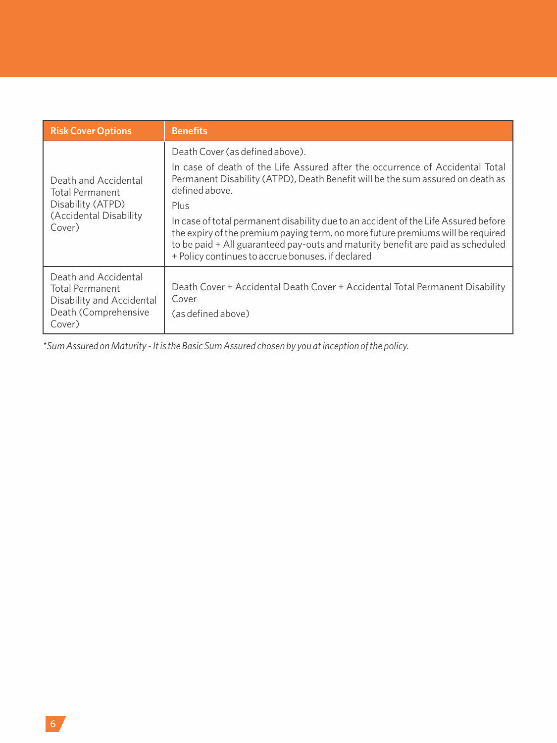| Risk Cover Options | Benefits |
|---|---|
| Death and Accidental Total Permanent Disability (ATPD) (Accidental Disability Cover) | Death Cover (as defined above).<br><br>In case of death of the Life Assured after the occurrence of Accidental Total Permanent Disability (ATPD), Death Benefit will be the sum assured on death as defined above.<br><br>Plus<br><br>In case of total permanent disability due to an accident of the Life Assured before the expiry of the premium paying term, no more future premiums will be required to be paid + All guaranteed pay-outs and maturity benefit are paid as scheduled + Policy continues to accrue bonuses, if declared |
| Death and Accidental Total Permanent Disability and Accidental Death (Comprehensive Cover) | Death Cover + Accidental Death Cover + Accidental Total Permanent Disability Cover<br><br>(as defined above) |

**Sum Assured on Maturity - It is the Basic Sum Assured chosen by you at inception of the policy.*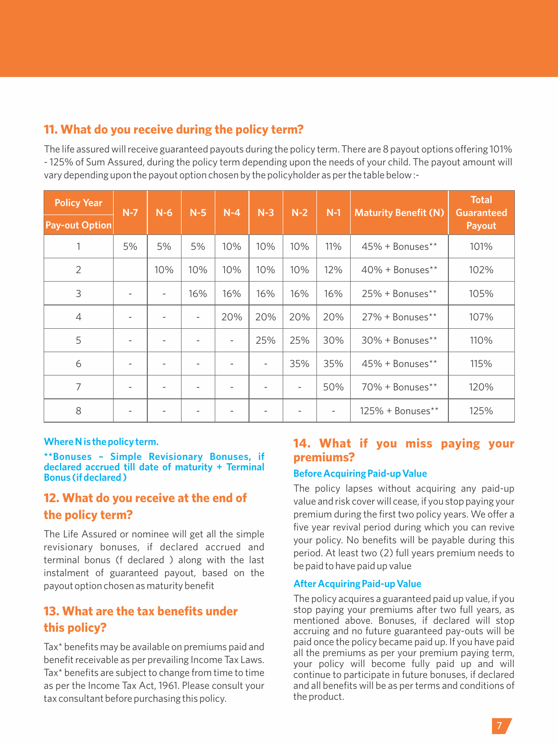## 11. What do you receive during the policy term?

The life assured will receive guaranteed payouts during the policy term. There are 8 payout options offering 101% - 125% of Sum Assured, during the policy term depending upon the needs of your child. The payout amount will vary depending upon the payout option chosen by the policyholder as per the table below :-

| Policy Year / Pay-out Option | N-7 | N-6 | N-5 | N-4 | N-3 | N-2 | N-1 | Maturity Benefit (N) | Total Guaranteed Payout |
|---|---|---|---|---|---|---|---|---|---|
| 1 | 5% | 5% | 5% | 10% | 10% | 10% | 11% | 45% + Bonuses** | 101% |
| 2 | | 10% | 10% | 10% | 10% | 10% | 12% | 40% + Bonuses** | 102% |
| 3 | - | - | 16% | 16% | 16% | 16% | 16% | 25% + Bonuses** | 105% |
| 4 | - | - | - | 20% | 20% | 20% | 20% | 27% + Bonuses** | 107% |
| 5 | - | - | - | - | 25% | 25% | 30% | 30% + Bonuses** | 110% |
| 6 | - | - | - | - | - | 35% | 35% | 45% + Bonuses** | 115% |
| 7 | - | - | - | - | - | - | 50% | 70% + Bonuses** | 120% |
| 8 | - | - | - | - | - | - | - | 125% + Bonuses** | 125% |

**Where N is the policy term.**

****Bonuses – Simple Revisionary Bonuses, if declared accrued till date of maturity + Terminal Bonus (if declared )**

## 12. What do you receive at the end of the policy term?

The Life Assured or nominee will get all the simple revisionary bonuses, if declared accrued and terminal bonus (f declared ) along with the last instalment of guaranteed payout, based on the payout option chosen as maturity benefit

## 13. What are the tax benefits under this policy?

Tax* benefits may be available on premiums paid and benefit receivable as per prevailing Income Tax Laws. Tax* benefits are subject to change from time to time as per the Income Tax Act, 1961. Please consult your tax consultant before purchasing this policy.

## 14. What if you miss paying your premiums?

### Before Acquiring Paid-up Value

The policy lapses without acquiring any paid-up value and risk cover will cease, if you stop paying your premium during the first two policy years. We offer a five year revival period during which you can revive your policy. No benefits will be payable during this period. At least two (2) full years premium needs to be paid to have paid up value

### After Acquiring Paid-up Value

The policy acquires a guaranteed paid up value, if you stop paying your premiums after two full years, as mentioned above. Bonuses, if declared will stop accruing and no future guaranteed pay-outs will be paid once the policy became paid up. If you have paid all the premiums as per your premium paying term, your policy will become fully paid up and will continue to participate in future bonuses, if declared and all benefits will be as per terms and conditions of the product.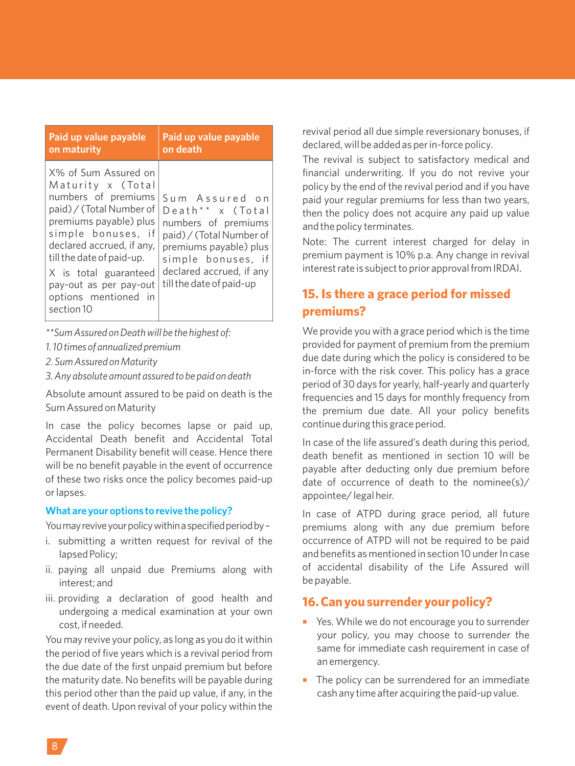| Paid up value payable on maturity | Paid up value payable on death |
|---|---|
| X% of Sum Assured on Maturity x (Total numbers of premiums paid) / (Total Number of premiums payable) plus simple bonuses, if declared accrued, if any, till the date of paid-up. X is total guaranteed pay-out as per pay-out options mentioned in section 10 | Sum Assured on Death** x (Total numbers of premiums paid) / (Total Number of premiums payable) plus simple bonuses, if declared accrued, if any till the date of paid-up |

*\*\*Sum Assured on Death will be the highest of:*

*1. 10 times of annualized premium*

*2. Sum Assured on Maturity*

*3. Any absolute amount assured to be paid on death*

Absolute amount assured to be paid on death is the Sum Assured on Maturity

In case the policy becomes lapse or paid up, Accidental Death benefit and Accidental Total Permanent Disability benefit will cease. Hence there will be no benefit payable in the event of occurrence of these two risks once the policy becomes paid-up or lapses.

### What are your options to revive the policy?

You may revive your policy within a specified period by –

i. submitting a written request for revival of the lapsed Policy;

ii. paying all unpaid due Premiums along with interest; and

iii. providing a declaration of good health and undergoing a medical examination at your own cost, if needed.

You may revive your policy, as long as you do it within the period of five years which is a revival period from the due date of the first unpaid premium but before the maturity date. No benefits will be payable during this period other than the paid up value, if any, in the event of death. Upon revival of your policy within the revival period all due simple reversionary bonuses, if declared, will be added as per in-force policy.

The revival is subject to satisfactory medical and financial underwriting. If you do not revive your policy by the end of the revival period and if you have paid your regular premiums for less than two years, then the policy does not acquire any paid up value and the policy terminates.

Note: The current interest charged for delay in premium payment is 10% p.a. Any change in revival interest rate is subject to prior approval from IRDAI.

## 15. Is there a grace period for missed premiums?

We provide you with a grace period which is the time provided for payment of premium from the premium due date during which the policy is considered to be in-force with the risk cover. This policy has a grace period of 30 days for yearly, half-yearly and quarterly frequencies and 15 days for monthly frequency from the premium due date. All your policy benefits continue during this grace period.

In case of the life assured's death during this period, death benefit as mentioned in section 10 will be payable after deducting only due premium before date of occurrence of death to the nominee(s)/ appointee/ legal heir.

In case of ATPD during grace period, all future premiums along with any due premium before occurrence of ATPD will not be required to be paid and benefits as mentioned in section 10 under In case of accidental disability of the Life Assured will be payable.

## 16. Can you surrender your policy?

- Yes. While we do not encourage you to surrender your policy, you may choose to surrender the same for immediate cash requirement in case of an emergency.
- The policy can be surrendered for an immediate cash any time after acquiring the paid-up value.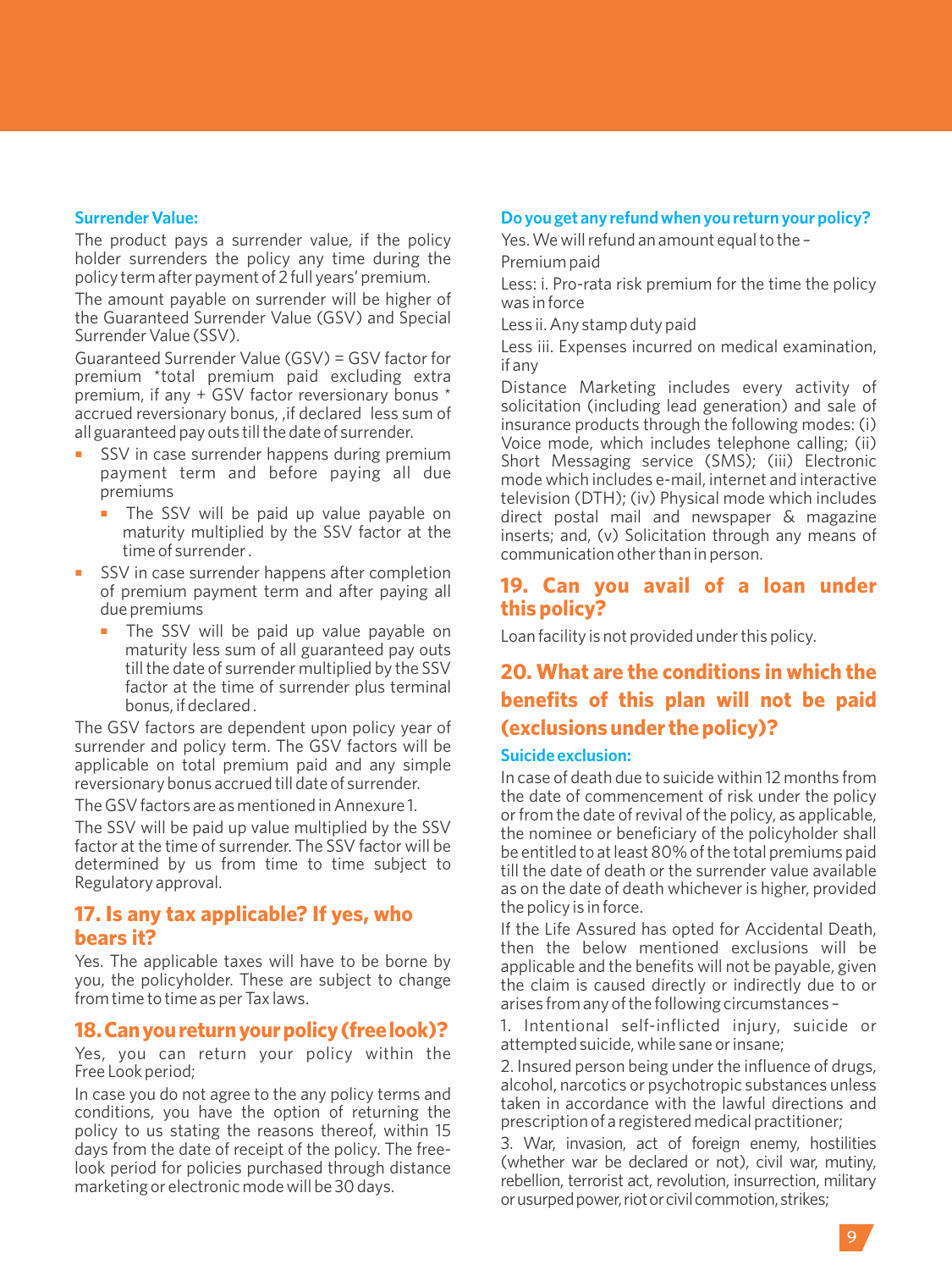### Surrender Value:

The product pays a surrender value, if the policy holder surrenders the policy any time during the policy term after payment of 2 full years' premium.

The amount payable on surrender will be higher of the Guaranteed Surrender Value (GSV) and Special Surrender Value (SSV).

Guaranteed Surrender Value (GSV) = GSV factor for premium *total premium paid excluding extra premium, if any + GSV factor reversionary bonus * accrued reversionary bonus, ,if declared less sum of all guaranteed pay outs till the date of surrender.

- SSV in case surrender happens during premium payment term and before paying all due premiums
  - The SSV will be paid up value payable on maturity multiplied by the SSV factor at the time of surrender .
- SSV in case surrender happens after completion of premium payment term and after paying all due premiums
  - The SSV will be paid up value payable on maturity less sum of all guaranteed pay outs till the date of surrender multiplied by the SSV factor at the time of surrender plus terminal bonus, if declared .

The GSV factors are dependent upon policy year of surrender and policy term. The GSV factors will be applicable on total premium paid and any simple reversionary bonus accrued till date of surrender.

The GSV factors are as mentioned in Annexure 1.

The SSV will be paid up value multiplied by the SSV factor at the time of surrender. The SSV factor will be determined by us from time to time subject to Regulatory approval.

## 17. Is any tax applicable? If yes, who bears it?

Yes. The applicable taxes will have to be borne by you, the policyholder. These are subject to change from time to time as per Tax laws.

## 18. Can you return your policy (free look)?

Yes, you can return your policy within the Free Look period;

In case you do not agree to the any policy terms and conditions, you have the option of returning the policy to us stating the reasons thereof, within 15 days from the date of receipt of the policy. The free-look period for policies purchased through distance marketing or electronic mode will be 30 days.

### Do you get any refund when you return your policy?

Yes. We will refund an amount equal to the –

Premium paid

Less: i. Pro-rata risk premium for the time the policy was in force

Less ii. Any stamp duty paid

Less iii. Expenses incurred on medical examination, if any

Distance Marketing includes every activity of solicitation (including lead generation) and sale of insurance products through the following modes: (i) Voice mode, which includes telephone calling; (ii) Short Messaging service (SMS); (iii) Electronic mode which includes e-mail, internet and interactive television (DTH); (iv) Physical mode which includes direct postal mail and newspaper & magazine inserts; and, (v) Solicitation through any means of communication other than in person.

## 19. Can you avail of a loan under this policy?

Loan facility is not provided under this policy.

## 20. What are the conditions in which the benefits of this plan will not be paid (exclusions under the policy)?

### Suicide exclusion:

In case of death due to suicide within 12 months from the date of commencement of risk under the policy or from the date of revival of the policy, as applicable, the nominee or beneficiary of the policyholder shall be entitled to at least 80% of the total premiums paid till the date of death or the surrender value available as on the date of death whichever is higher, provided the policy is in force.

If the Life Assured has opted for Accidental Death, then the below mentioned exclusions will be applicable and the benefits will not be payable, given the claim is caused directly or indirectly due to or arises from any of the following circumstances –

1. Intentional self-inflicted injury, suicide or attempted suicide, while sane or insane;

2. Insured person being under the influence of drugs, alcohol, narcotics or psychotropic substances unless taken in accordance with the lawful directions and prescription of a registered medical practitioner;

3. War, invasion, act of foreign enemy, hostilities (whether war be declared or not), civil war, mutiny, rebellion, terrorist act, revolution, insurrection, military or usurped power, riot or civil commotion, strikes;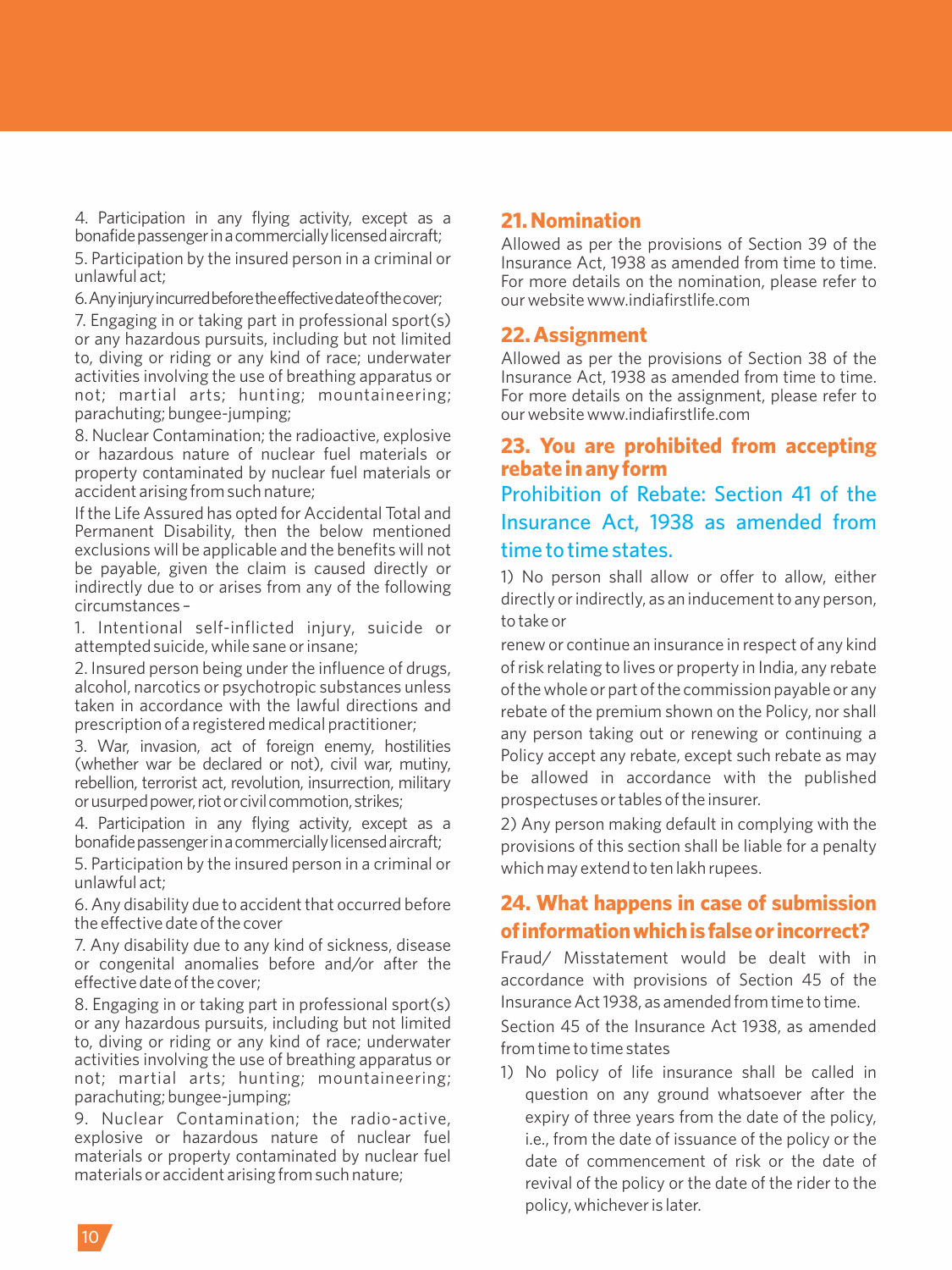4. Participation in any flying activity, except as a bonafide passenger in a commercially licensed aircraft;

5. Participation by the insured person in a criminal or unlawful act;

6. Any injury incurred before the effective date of the cover;

7. Engaging in or taking part in professional sport(s) or any hazardous pursuits, including but not limited to, diving or riding or any kind of race; underwater activities involving the use of breathing apparatus or not; martial arts; hunting; mountaineering; parachuting; bungee-jumping;

8. Nuclear Contamination; the radioactive, explosive or hazardous nature of nuclear fuel materials or property contaminated by nuclear fuel materials or accident arising from such nature;

If the Life Assured has opted for Accidental Total and Permanent Disability, then the below mentioned exclusions will be applicable and the benefits will not be payable, given the claim is caused directly or indirectly due to or arises from any of the following circumstances –

1. Intentional self-inflicted injury, suicide or attempted suicide, while sane or insane;

2. Insured person being under the influence of drugs, alcohol, narcotics or psychotropic substances unless taken in accordance with the lawful directions and prescription of a registered medical practitioner;

3. War, invasion, act of foreign enemy, hostilities (whether war be declared or not), civil war, mutiny, rebellion, terrorist act, revolution, insurrection, military or usurped power, riot or civil commotion, strikes;

4. Participation in any flying activity, except as a bonafide passenger in a commercially licensed aircraft;

5. Participation by the insured person in a criminal or unlawful act;

6. Any disability due to accident that occurred before the effective date of the cover

7. Any disability due to any kind of sickness, disease or congenital anomalies before and/or after the effective date of the cover;

8. Engaging in or taking part in professional sport(s) or any hazardous pursuits, including but not limited to, diving or riding or any kind of race; underwater activities involving the use of breathing apparatus or not; martial arts; hunting; mountaineering; parachuting; bungee-jumping;

9. Nuclear Contamination; the radio-active, explosive or hazardous nature of nuclear fuel materials or property contaminated by nuclear fuel materials or accident arising from such nature;

## 21. Nomination

Allowed as per the provisions of Section 39 of the Insurance Act, 1938 as amended from time to time. For more details on the nomination, please refer to our website www.indiafirstlife.com

## 22. Assignment

Allowed as per the provisions of Section 38 of the Insurance Act, 1938 as amended from time to time. For more details on the assignment, please refer to our website www.indiafirstlife.com

## 23. You are prohibited from accepting rebate in any form

### Prohibition of Rebate: Section 41 of the Insurance Act, 1938 as amended from time to time states.

1) No person shall allow or offer to allow, either directly or indirectly, as an inducement to any person, to take or renew or continue an insurance in respect of any kind of risk relating to lives or property in India, any rebate of the whole or part of the commission payable or any rebate of the premium shown on the Policy, nor shall any person taking out or renewing or continuing a Policy accept any rebate, except such rebate as may be allowed in accordance with the published prospectuses or tables of the insurer.

2) Any person making default in complying with the provisions of this section shall be liable for a penalty which may extend to ten lakh rupees.

## 24. What happens in case of submission of information which is false or incorrect?

Fraud/ Misstatement would be dealt with in accordance with provisions of Section 45 of the Insurance Act 1938, as amended from time to time.

Section 45 of the Insurance Act 1938, as amended from time to time states

1) No policy of life insurance shall be called in question on any ground whatsoever after the expiry of three years from the date of the policy, i.e., from the date of issuance of the policy or the date of commencement of risk or the date of revival of the policy or the date of the rider to the policy, whichever is later.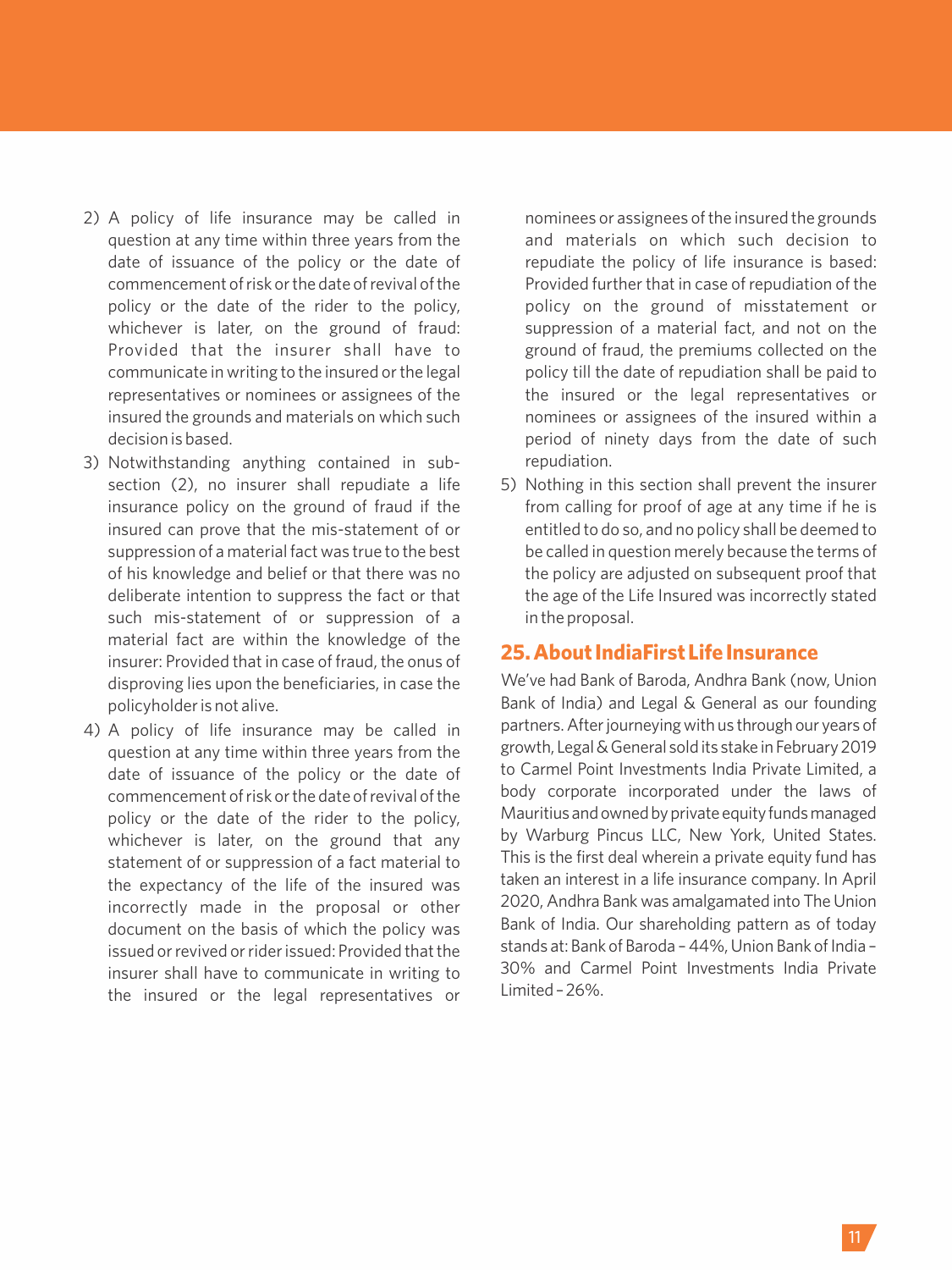2) A policy of life insurance may be called in question at any time within three years from the date of issuance of the policy or the date of commencement of risk or the date of revival of the policy or the date of the rider to the policy, whichever is later, on the ground of fraud: Provided that the insurer shall have to communicate in writing to the insured or the legal representatives or nominees or assignees of the insured the grounds and materials on which such decision is based.

3) Notwithstanding anything contained in sub-section (2), no insurer shall repudiate a life insurance policy on the ground of fraud if the insured can prove that the mis-statement of or suppression of a material fact was true to the best of his knowledge and belief or that there was no deliberate intention to suppress the fact or that such mis-statement of or suppression of a material fact are within the knowledge of the insurer: Provided that in case of fraud, the onus of disproving lies upon the beneficiaries, in case the policyholder is not alive.

4) A policy of life insurance may be called in question at any time within three years from the date of issuance of the policy or the date of commencement of risk or the date of revival of the policy or the date of the rider to the policy, whichever is later, on the ground that any statement of or suppression of a fact material to the expectancy of the life of the insured was incorrectly made in the proposal or other document on the basis of which the policy was issued or revived or rider issued: Provided that the insurer shall have to communicate in writing to the insured or the legal representatives or nominees or assignees of the insured the grounds and materials on which such decision to repudiate the policy of life insurance is based: Provided further that in case of repudiation of the policy on the ground of misstatement or suppression of a material fact, and not on the ground of fraud, the premiums collected on the policy till the date of repudiation shall be paid to the insured or the legal representatives or nominees or assignees of the insured within a period of ninety days from the date of such repudiation.

5) Nothing in this section shall prevent the insurer from calling for proof of age at any time if he is entitled to do so, and no policy shall be deemed to be called in question merely because the terms of the policy are adjusted on subsequent proof that the age of the Life Insured was incorrectly stated in the proposal.

## 25. About IndiaFirst Life Insurance

We've had Bank of Baroda, Andhra Bank (now, Union Bank of India) and Legal & General as our founding partners. After journeying with us through our years of growth, Legal & General sold its stake in February 2019 to Carmel Point Investments India Private Limited, a body corporate incorporated under the laws of Mauritius and owned by private equity funds managed by Warburg Pincus LLC, New York, United States. This is the first deal wherein a private equity fund has taken an interest in a life insurance company. In April 2020, Andhra Bank was amalgamated into The Union Bank of India. Our shareholding pattern as of today stands at: Bank of Baroda – 44%, Union Bank of India – 30% and Carmel Point Investments India Private Limited – 26%.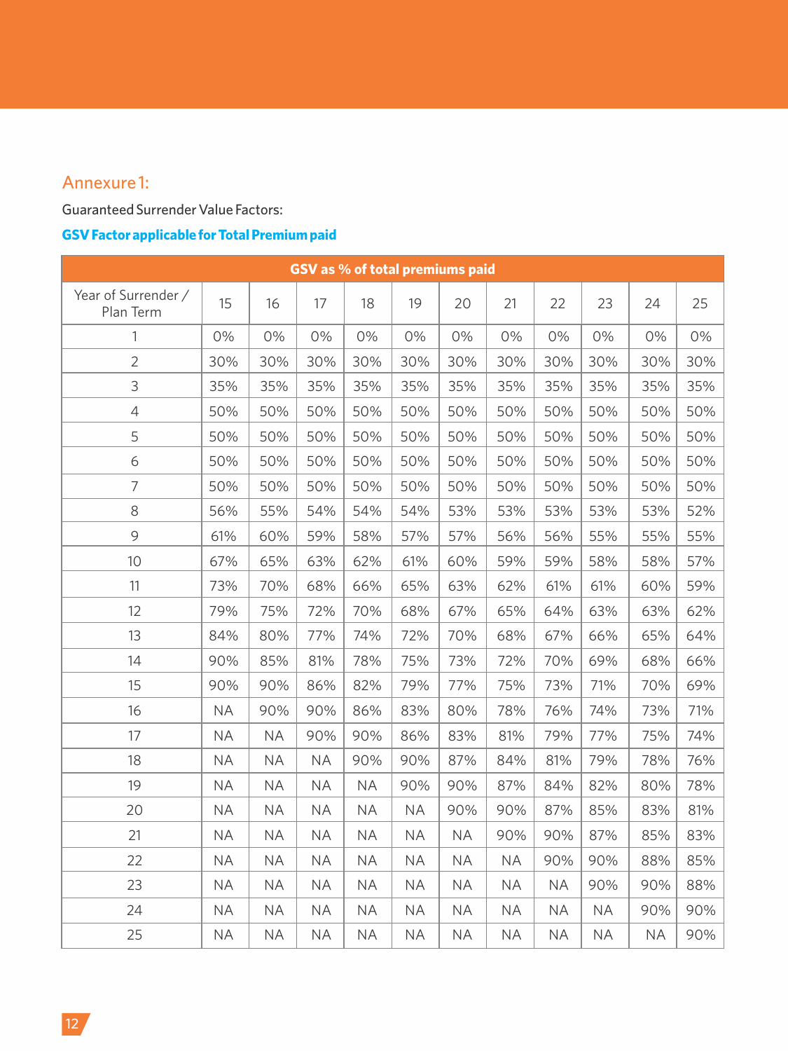## Annexure 1:

Guaranteed Surrender Value Factors:

**GSV Factor applicable for Total Premium paid**

| GSV as % of total premiums paid | | | | | | | | | | | |
|---|---|---|---|---|---|---|---|---|---|---|---|
| Year of Surrender / Plan Term | 15 | 16 | 17 | 18 | 19 | 20 | 21 | 22 | 23 | 24 | 25 |
| 1 | 0% | 0% | 0% | 0% | 0% | 0% | 0% | 0% | 0% | 0% | 0% |
| 2 | 30% | 30% | 30% | 30% | 30% | 30% | 30% | 30% | 30% | 30% | 30% |
| 3 | 35% | 35% | 35% | 35% | 35% | 35% | 35% | 35% | 35% | 35% | 35% |
| 4 | 50% | 50% | 50% | 50% | 50% | 50% | 50% | 50% | 50% | 50% | 50% |
| 5 | 50% | 50% | 50% | 50% | 50% | 50% | 50% | 50% | 50% | 50% | 50% |
| 6 | 50% | 50% | 50% | 50% | 50% | 50% | 50% | 50% | 50% | 50% | 50% |
| 7 | 50% | 50% | 50% | 50% | 50% | 50% | 50% | 50% | 50% | 50% | 50% |
| 8 | 56% | 55% | 54% | 54% | 54% | 53% | 53% | 53% | 53% | 53% | 52% |
| 9 | 61% | 60% | 59% | 58% | 57% | 57% | 56% | 56% | 55% | 55% | 55% |
| 10 | 67% | 65% | 63% | 62% | 61% | 60% | 59% | 59% | 58% | 58% | 57% |
| 11 | 73% | 70% | 68% | 66% | 65% | 63% | 62% | 61% | 61% | 60% | 59% |
| 12 | 79% | 75% | 72% | 70% | 68% | 67% | 65% | 64% | 63% | 63% | 62% |
| 13 | 84% | 80% | 77% | 74% | 72% | 70% | 68% | 67% | 66% | 65% | 64% |
| 14 | 90% | 85% | 81% | 78% | 75% | 73% | 72% | 70% | 69% | 68% | 66% |
| 15 | 90% | 90% | 86% | 82% | 79% | 77% | 75% | 73% | 71% | 70% | 69% |
| 16 | NA | 90% | 90% | 86% | 83% | 80% | 78% | 76% | 74% | 73% | 71% |
| 17 | NA | NA | 90% | 90% | 86% | 83% | 81% | 79% | 77% | 75% | 74% |
| 18 | NA | NA | NA | 90% | 90% | 87% | 84% | 81% | 79% | 78% | 76% |
| 19 | NA | NA | NA | NA | 90% | 90% | 87% | 84% | 82% | 80% | 78% |
| 20 | NA | NA | NA | NA | NA | 90% | 90% | 87% | 85% | 83% | 81% |
| 21 | NA | NA | NA | NA | NA | NA | 90% | 90% | 87% | 85% | 83% |
| 22 | NA | NA | NA | NA | NA | NA | NA | 90% | 90% | 88% | 85% |
| 23 | NA | NA | NA | NA | NA | NA | NA | NA | 90% | 90% | 88% |
| 24 | NA | NA | NA | NA | NA | NA | NA | NA | NA | 90% | 90% |
| 25 | NA | NA | NA | NA | NA | NA | NA | NA | NA | NA | 90% |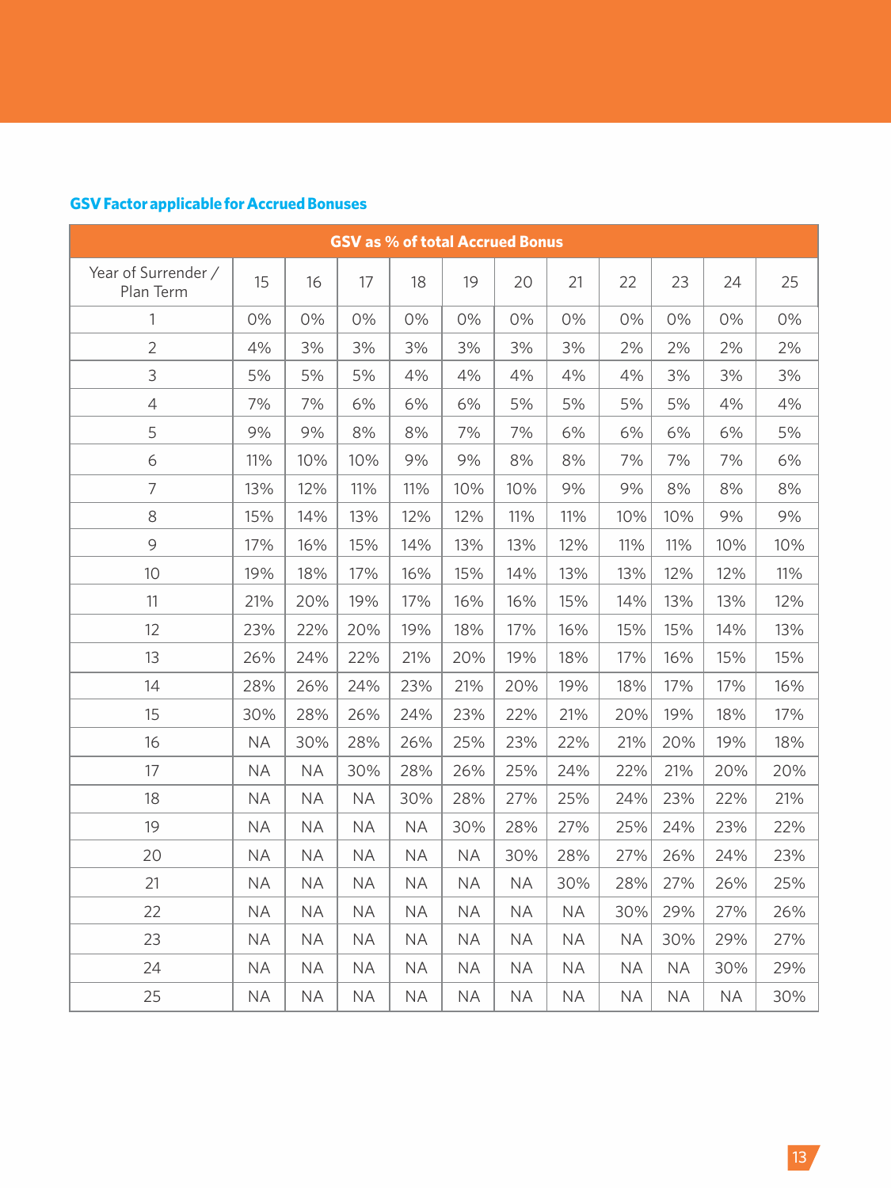### GSV Factor applicable for Accrued Bonuses

| GSV as % of total Accrued Bonus | | | | | | | | | | | |
|---|---|---|---|---|---|---|---|---|---|---|---|
| Year of Surrender / Plan Term | 15 | 16 | 17 | 18 | 19 | 20 | 21 | 22 | 23 | 24 | 25 |
| 1 | 0% | 0% | 0% | 0% | 0% | 0% | 0% | 0% | 0% | 0% | 0% |
| 2 | 4% | 3% | 3% | 3% | 3% | 3% | 3% | 2% | 2% | 2% | 2% |
| 3 | 5% | 5% | 5% | 4% | 4% | 4% | 4% | 4% | 3% | 3% | 3% |
| 4 | 7% | 7% | 6% | 6% | 6% | 5% | 5% | 5% | 5% | 4% | 4% |
| 5 | 9% | 9% | 8% | 8% | 7% | 7% | 6% | 6% | 6% | 6% | 5% |
| 6 | 11% | 10% | 10% | 9% | 9% | 8% | 8% | 7% | 7% | 7% | 6% |
| 7 | 13% | 12% | 11% | 11% | 10% | 10% | 9% | 9% | 8% | 8% | 8% |
| 8 | 15% | 14% | 13% | 12% | 12% | 11% | 11% | 10% | 10% | 9% | 9% |
| 9 | 17% | 16% | 15% | 14% | 13% | 13% | 12% | 11% | 11% | 10% | 10% |
| 10 | 19% | 18% | 17% | 16% | 15% | 14% | 13% | 13% | 12% | 12% | 11% |
| 11 | 21% | 20% | 19% | 17% | 16% | 16% | 15% | 14% | 13% | 13% | 12% |
| 12 | 23% | 22% | 20% | 19% | 18% | 17% | 16% | 15% | 15% | 14% | 13% |
| 13 | 26% | 24% | 22% | 21% | 20% | 19% | 18% | 17% | 16% | 15% | 15% |
| 14 | 28% | 26% | 24% | 23% | 21% | 20% | 19% | 18% | 17% | 17% | 16% |
| 15 | 30% | 28% | 26% | 24% | 23% | 22% | 21% | 20% | 19% | 18% | 17% |
| 16 | NA | 30% | 28% | 26% | 25% | 23% | 22% | 21% | 20% | 19% | 18% |
| 17 | NA | NA | 30% | 28% | 26% | 25% | 24% | 22% | 21% | 20% | 20% |
| 18 | NA | NA | NA | 30% | 28% | 27% | 25% | 24% | 23% | 22% | 21% |
| 19 | NA | NA | NA | NA | 30% | 28% | 27% | 25% | 24% | 23% | 22% |
| 20 | NA | NA | NA | NA | NA | 30% | 28% | 27% | 26% | 24% | 23% |
| 21 | NA | NA | NA | NA | NA | NA | 30% | 28% | 27% | 26% | 25% |
| 22 | NA | NA | NA | NA | NA | NA | NA | 30% | 29% | 27% | 26% |
| 23 | NA | NA | NA | NA | NA | NA | NA | NA | 30% | 29% | 27% |
| 24 | NA | NA | NA | NA | NA | NA | NA | NA | NA | 30% | 29% |
| 25 | NA | NA | NA | NA | NA | NA | NA | NA | NA | NA | 30% |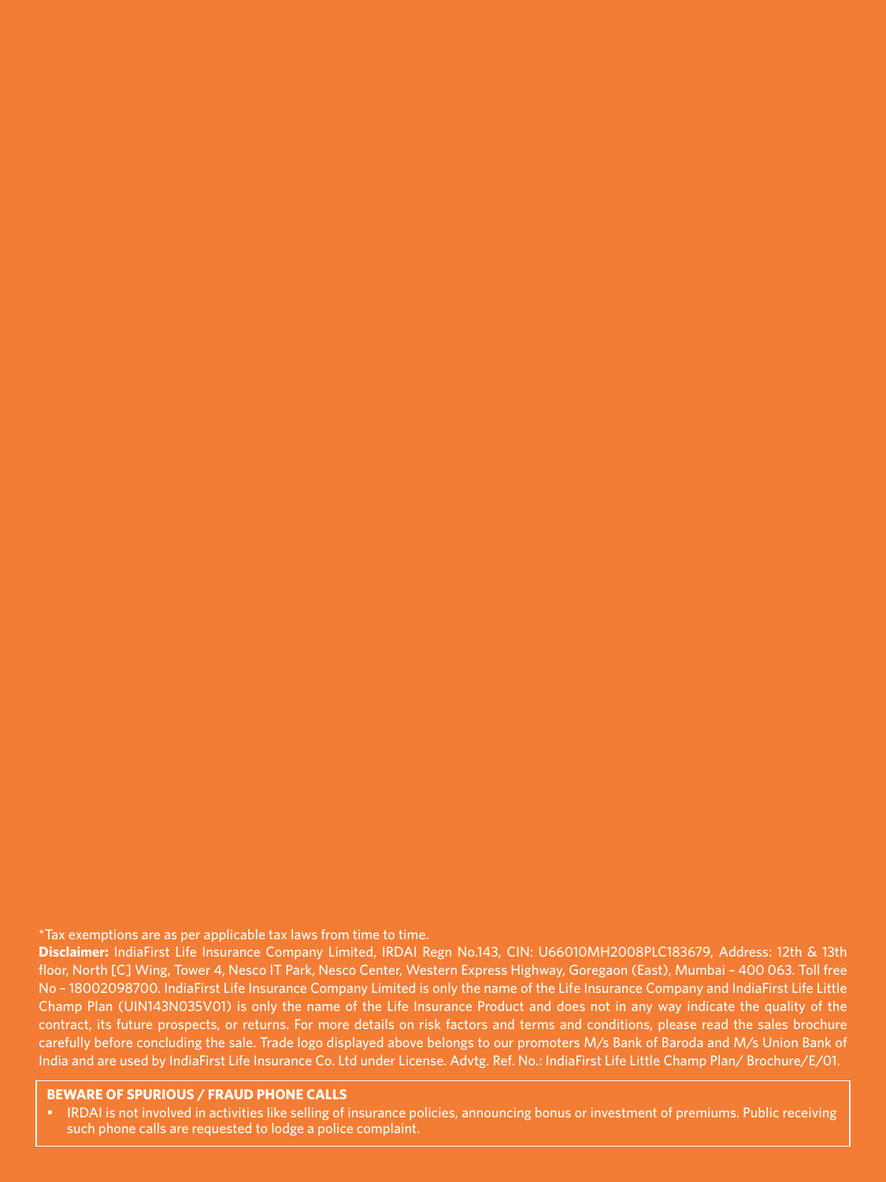*Tax exemptions are as per applicable tax laws from time to time.

**Disclaimer:** IndiaFirst Life Insurance Company Limited, IRDAI Regn No.143, CIN: U66010MH2008PLC183679, Address: 12th & 13th floor, North [C] Wing, Tower 4, Nesco IT Park, Nesco Center, Western Express Highway, Goregaon (East), Mumbai – 400 063. Toll free No – 18002098700. IndiaFirst Life Insurance Company Limited is only the name of the Life Insurance Company and IndiaFirst Life Little Champ Plan (UIN143N035V01) is only the name of the Life Insurance Product and does not in any way indicate the quality of the contract, its future prospects, or returns. For more details on risk factors and terms and conditions, please read the sales brochure carefully before concluding the sale. Trade logo displayed above belongs to our promoters M/s Bank of Baroda and M/s Union Bank of India and are used by IndiaFirst Life Insurance Co. Ltd under License. Advtg. Ref. No.: IndiaFirst Life Little Champ Plan/ Brochure/E/01.

**BEWARE OF SPURIOUS / FRAUD PHONE CALLS**

- IRDAI is not involved in activities like selling of insurance policies, announcing bonus or investment of premiums. Public receiving such phone calls are requested to lodge a police complaint.